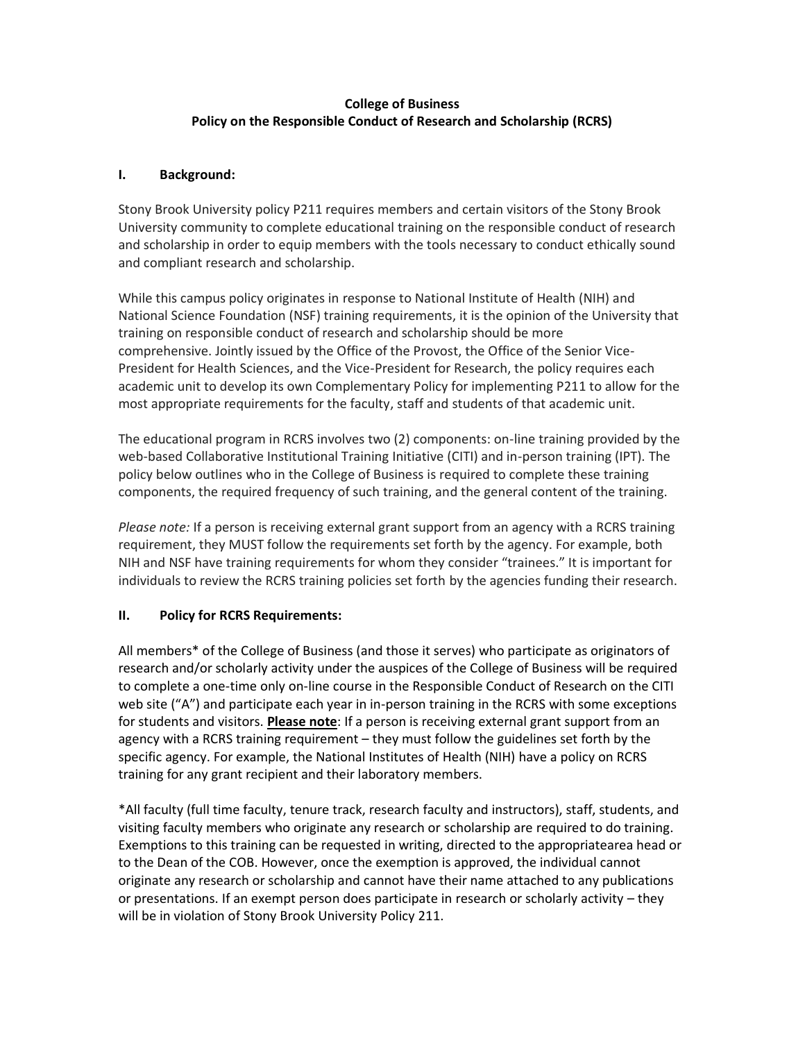**College of Business**
**Policy on the Responsible Conduct of Research and Scholarship (RCRS)**

## I. Background:

Stony Brook University policy P211 requires members and certain visitors of the Stony Brook University community to complete educational training on the responsible conduct of research and scholarship in order to equip members with the tools necessary to conduct ethically sound and compliant research and scholarship.

While this campus policy originates in response to National Institute of Health (NIH) and National Science Foundation (NSF) training requirements, it is the opinion of the University that training on responsible conduct of research and scholarship should be more comprehensive. Jointly issued by the Office of the Provost, the Office of the Senior Vice-President for Health Sciences, and the Vice-President for Research, the policy requires each academic unit to develop its own Complementary Policy for implementing P211 to allow for the most appropriate requirements for the faculty, staff and students of that academic unit.

The educational program in RCRS involves two (2) components: on-line training provided by the web-based Collaborative Institutional Training Initiative (CITI) and in-person training (IPT). The policy below outlines who in the College of Business is required to complete these training components, the required frequency of such training, and the general content of the training.

*Please note:* If a person is receiving external grant support from an agency with a RCRS training requirement, they MUST follow the requirements set forth by the agency. For example, both NIH and NSF have training requirements for whom they consider "trainees." It is important for individuals to review the RCRS training policies set forth by the agencies funding their research.

## II. Policy for RCRS Requirements:

All members* of the College of Business (and those it serves) who participate as originators of research and/or scholarly activity under the auspices of the College of Business will be required to complete a one-time only on-line course in the Responsible Conduct of Research on the CITI web site ("A") and participate each year in in-person training in the RCRS with some exceptions for students and visitors. **Please note**: If a person is receiving external grant support from an agency with a RCRS training requirement – they must follow the guidelines set forth by the specific agency. For example, the National Institutes of Health (NIH) have a policy on RCRS training for any grant recipient and their laboratory members.

*All faculty (full time faculty, tenure track, research faculty and instructors), staff, students, and visiting faculty members who originate any research or scholarship are required to do training. Exemptions to this training can be requested in writing, directed to the appropriatearea head or to the Dean of the COB. However, once the exemption is approved, the individual cannot originate any research or scholarship and cannot have their name attached to any publications or presentations. If an exempt person does participate in research or scholarly activity – they will be in violation of Stony Brook University Policy 211.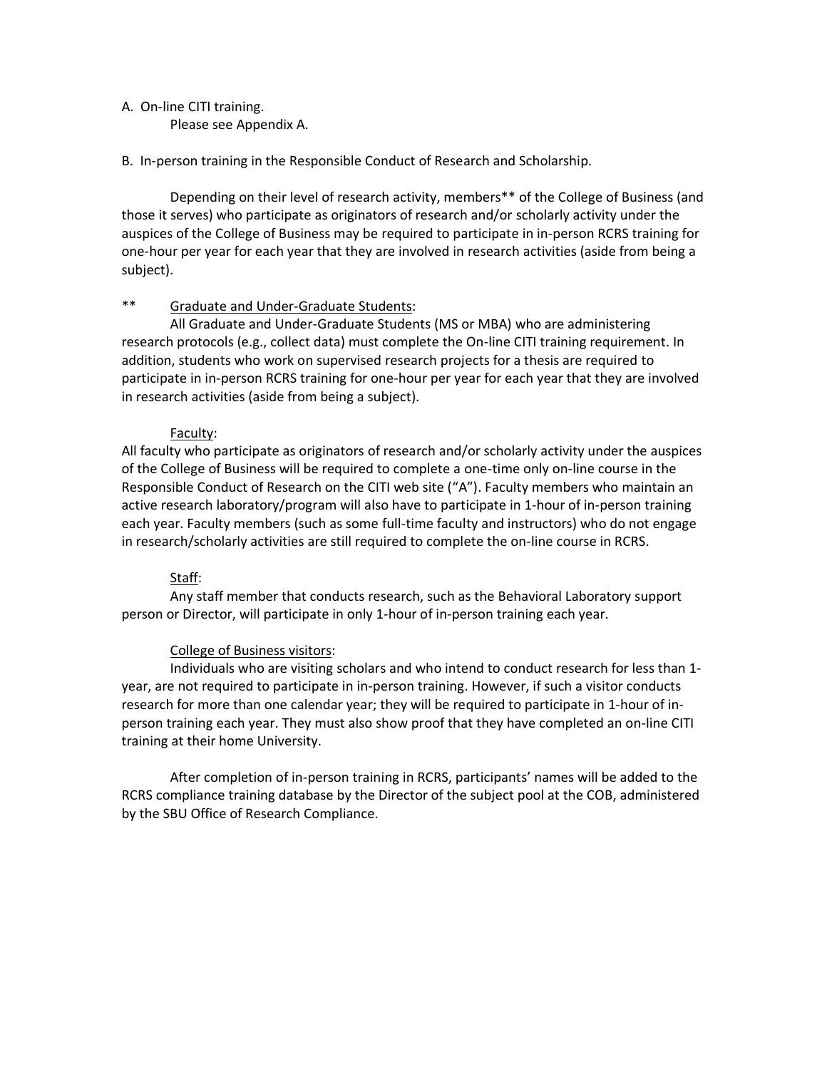A. On-line CITI training.

Please see Appendix A.

B. In-person training in the Responsible Conduct of Research and Scholarship.

Depending on their level of research activity, members** of the College of Business (and those it serves) who participate as originators of research and/or scholarly activity under the auspices of the College of Business may be required to participate in in-person RCRS training for one-hour per year for each year that they are involved in research activities (aside from being a subject).

** Graduate and Under-Graduate Students:

All Graduate and Under-Graduate Students (MS or MBA) who are administering research protocols (e.g., collect data) must complete the On-line CITI training requirement. In addition, students who work on supervised research projects for a thesis are required to participate in in-person RCRS training for one-hour per year for each year that they are involved in research activities (aside from being a subject).

Faculty:

All faculty who participate as originators of research and/or scholarly activity under the auspices of the College of Business will be required to complete a one-time only on-line course in the Responsible Conduct of Research on the CITI web site ("A"). Faculty members who maintain an active research laboratory/program will also have to participate in 1-hour of in-person training each year. Faculty members (such as some full-time faculty and instructors) who do not engage in research/scholarly activities are still required to complete the on-line course in RCRS.

Staff:

Any staff member that conducts research, such as the Behavioral Laboratory support person or Director, will participate in only 1-hour of in-person training each year.

College of Business visitors:

Individuals who are visiting scholars and who intend to conduct research for less than 1-year, are not required to participate in in-person training. However, if such a visitor conducts research for more than one calendar year; they will be required to participate in 1-hour of in-person training each year. They must also show proof that they have completed an on-line CITI training at their home University.

After completion of in-person training in RCRS, participants' names will be added to the RCRS compliance training database by the Director of the subject pool at the COB, administered by the SBU Office of Research Compliance.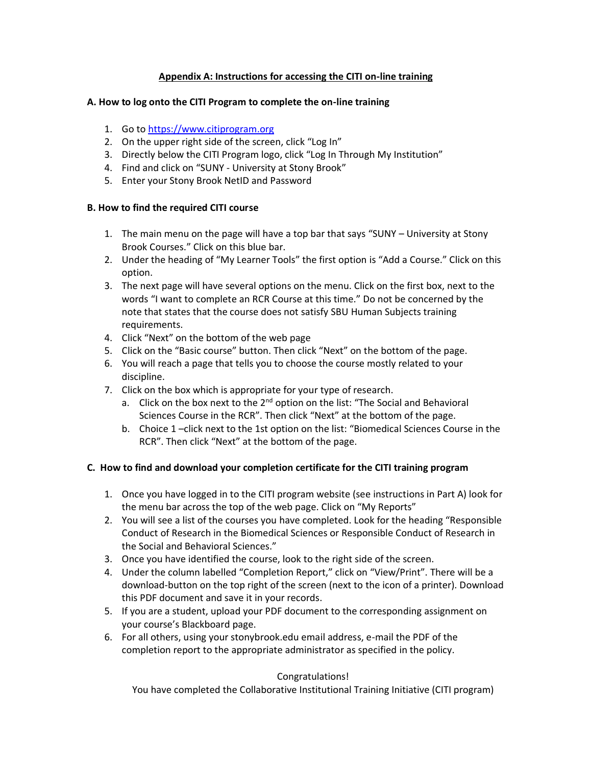## Appendix A: Instructions for accessing the CITI on-line training

### A. How to log onto the CITI Program to complete the on-line training

1. Go to https://www.citiprogram.org
2. On the upper right side of the screen, click "Log In"
3. Directly below the CITI Program logo, click "Log In Through My Institution"
4. Find and click on "SUNY - University at Stony Brook"
5. Enter your Stony Brook NetID and Password

### B. How to find the required CITI course

1. The main menu on the page will have a top bar that says "SUNY – University at Stony Brook Courses." Click on this blue bar.
2. Under the heading of "My Learner Tools" the first option is "Add a Course." Click on this option.
3. The next page will have several options on the menu. Click on the first box, next to the words "I want to complete an RCR Course at this time." Do not be concerned by the note that states that the course does not satisfy SBU Human Subjects training requirements.
4. Click "Next" on the bottom of the web page
5. Click on the "Basic course" button. Then click "Next" on the bottom of the page.
6. You will reach a page that tells you to choose the course mostly related to your discipline.
7. Click on the box which is appropriate for your type of research.
   a. Click on the box next to the 2nd option on the list: "The Social and Behavioral Sciences Course in the RCR". Then click "Next" at the bottom of the page.
   b. Choice 1 –click next to the 1st option on the list: "Biomedical Sciences Course in the RCR". Then click "Next" at the bottom of the page.

### C. How to find and download your completion certificate for the CITI training program

1. Once you have logged in to the CITI program website (see instructions in Part A) look for the menu bar across the top of the web page. Click on "My Reports"
2. You will see a list of the courses you have completed. Look for the heading "Responsible Conduct of Research in the Biomedical Sciences or Responsible Conduct of Research in the Social and Behavioral Sciences."
3. Once you have identified the course, look to the right side of the screen.
4. Under the column labelled "Completion Report," click on "View/Print". There will be a download-button on the top right of the screen (next to the icon of a printer). Download this PDF document and save it in your records.
5. If you are a student, upload your PDF document to the corresponding assignment on your course's Blackboard page.
6. For all others, using your stonybrook.edu email address, e-mail the PDF of the completion report to the appropriate administrator as specified in the policy.

Congratulations!
You have completed the Collaborative Institutional Training Initiative (CITI program)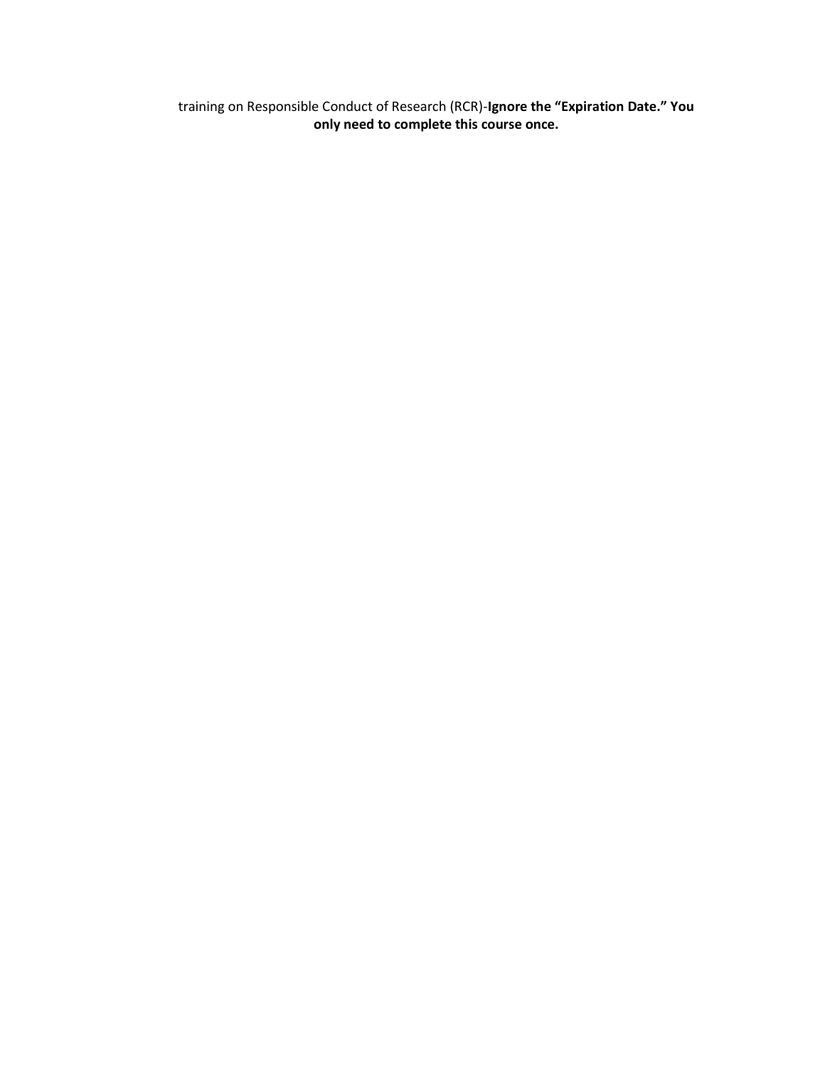training on Responsible Conduct of Research (RCR)-**Ignore the "Expiration Date." You only need to complete this course once.**